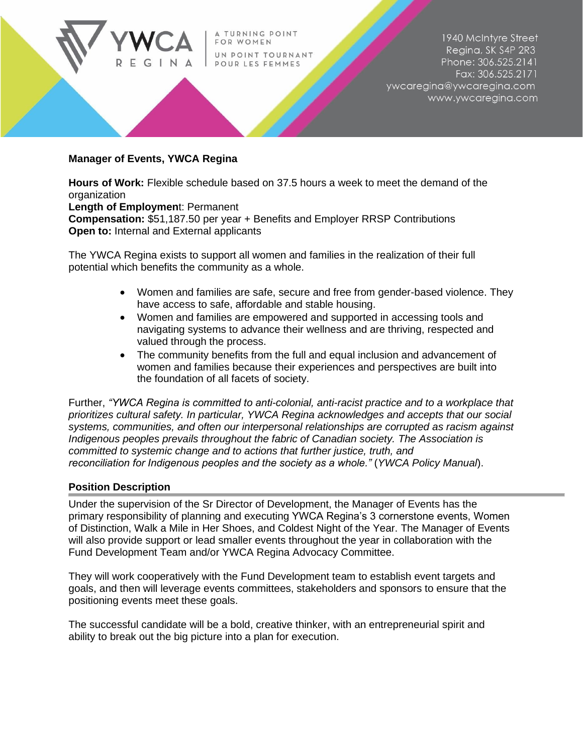YWCA REGINA | A TURNING POINT FOR WOMEN | UN POINT TOURNANT POUR LES FEMMES

1940 McIntyre Street
Regina, SK S4P 2R3
Phone: 306.525.2141
Fax: 306.525.2171
ywcaregina@ywcaregina.com
www.ywcaregina.com

**Manager of Events, YWCA Regina**

**Hours of Work:** Flexible schedule based on 37.5 hours a week to meet the demand of the organization
**Length of Employment**: Permanent
**Compensation:** $51,187.50 per year + Benefits and Employer RRSP Contributions
**Open to:** Internal and External applicants

The YWCA Regina exists to support all women and families in the realization of their full potential which benefits the community as a whole.

- Women and families are safe, secure and free from gender-based violence. They have access to safe, affordable and stable housing.
- Women and families are empowered and supported in accessing tools and navigating systems to advance their wellness and are thriving, respected and valued through the process.
- The community benefits from the full and equal inclusion and advancement of women and families because their experiences and perspectives are built into the foundation of all facets of society.

Further, *"YWCA Regina is committed to anti-colonial, anti-racist practice and to a workplace that prioritizes cultural safety. In particular, YWCA Regina acknowledges and accepts that our social systems, communities, and often our interpersonal relationships are corrupted as racism against Indigenous peoples prevails throughout the fabric of Canadian society. The Association is committed to systemic change and to actions that further justice, truth, and reconciliation for Indigenous peoples and the society as a whole."* (*YWCA Policy Manual*).

## Position Description

Under the supervision of the Sr Director of Development, the Manager of Events has the primary responsibility of planning and executing YWCA Regina's 3 cornerstone events, Women of Distinction, Walk a Mile in Her Shoes, and Coldest Night of the Year. The Manager of Events will also provide support or lead smaller events throughout the year in collaboration with the Fund Development Team and/or YWCA Regina Advocacy Committee.

They will work cooperatively with the Fund Development team to establish event targets and goals, and then will leverage events committees, stakeholders and sponsors to ensure that the positioning events meet these goals.

The successful candidate will be a bold, creative thinker, with an entrepreneurial spirit and ability to break out the big picture into a plan for execution.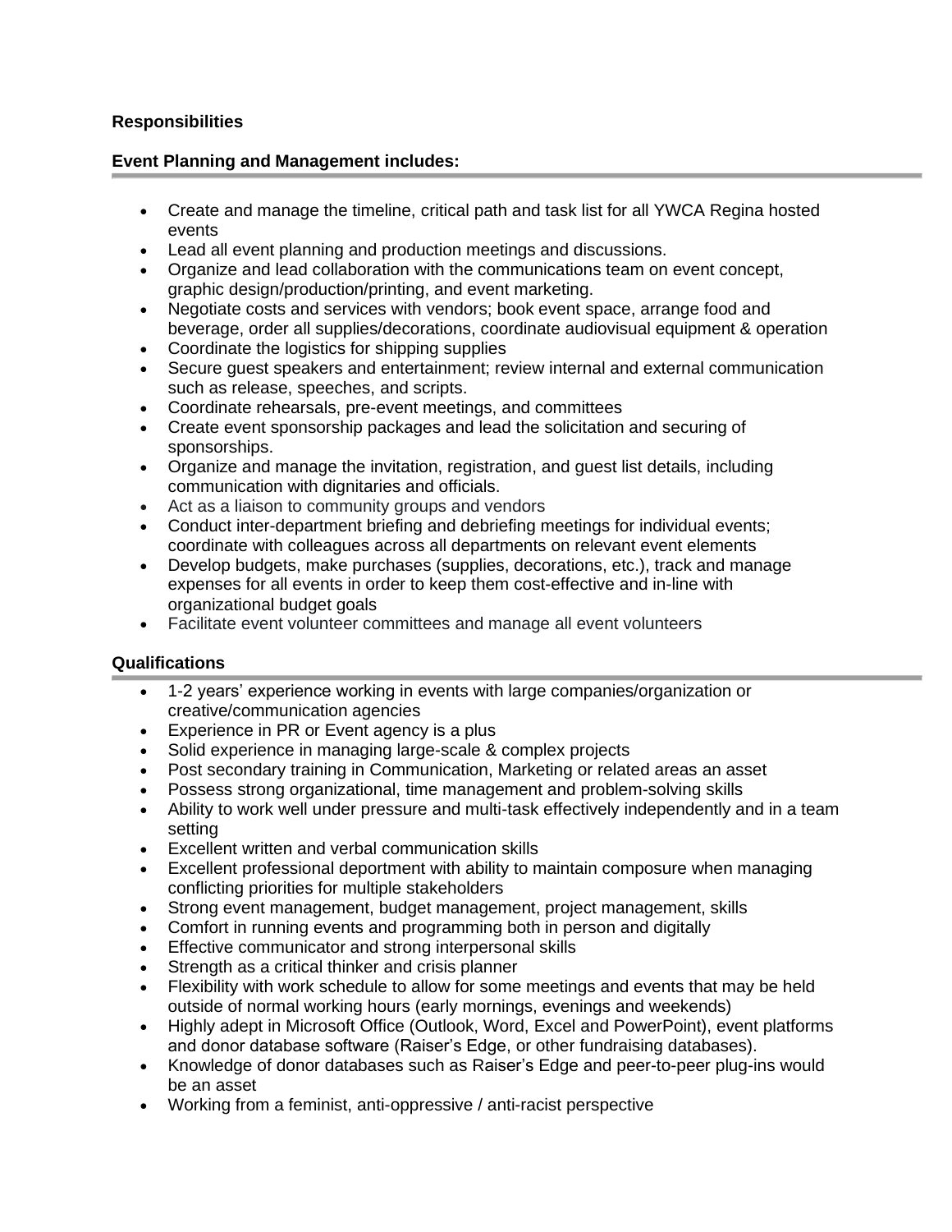**Responsibilities**

**Event Planning and Management includes:**

- Create and manage the timeline, critical path and task list for all YWCA Regina hosted events
- Lead all event planning and production meetings and discussions.
- Organize and lead collaboration with the communications team on event concept, graphic design/production/printing, and event marketing.
- Negotiate costs and services with vendors; book event space, arrange food and beverage, order all supplies/decorations, coordinate audiovisual equipment & operation
- Coordinate the logistics for shipping supplies
- Secure guest speakers and entertainment; review internal and external communication such as release, speeches, and scripts.
- Coordinate rehearsals, pre-event meetings, and committees
- Create event sponsorship packages and lead the solicitation and securing of sponsorships.
- Organize and manage the invitation, registration, and guest list details, including communication with dignitaries and officials.
- Act as a liaison to community groups and vendors
- Conduct inter-department briefing and debriefing meetings for individual events; coordinate with colleagues across all departments on relevant event elements
- Develop budgets, make purchases (supplies, decorations, etc.), track and manage expenses for all events in order to keep them cost-effective and in-line with organizational budget goals
- Facilitate event volunteer committees and manage all event volunteers

**Qualifications**

- 1-2 years' experience working in events with large companies/organization or creative/communication agencies
- Experience in PR or Event agency is a plus
- Solid experience in managing large-scale & complex projects
- Post secondary training in Communication, Marketing or related areas an asset
- Possess strong organizational, time management and problem-solving skills
- Ability to work well under pressure and multi-task effectively independently and in a team setting
- Excellent written and verbal communication skills
- Excellent professional deportment with ability to maintain composure when managing conflicting priorities for multiple stakeholders
- Strong event management, budget management, project management, skills
- Comfort in running events and programming both in person and digitally
- Effective communicator and strong interpersonal skills
- Strength as a critical thinker and crisis planner
- Flexibility with work schedule to allow for some meetings and events that may be held outside of normal working hours (early mornings, evenings and weekends)
- Highly adept in Microsoft Office (Outlook, Word, Excel and PowerPoint), event platforms and donor database software (Raiser's Edge, or other fundraising databases).
- Knowledge of donor databases such as Raiser's Edge and peer-to-peer plug-ins would be an asset
- Working from a feminist, anti-oppressive / anti-racist perspective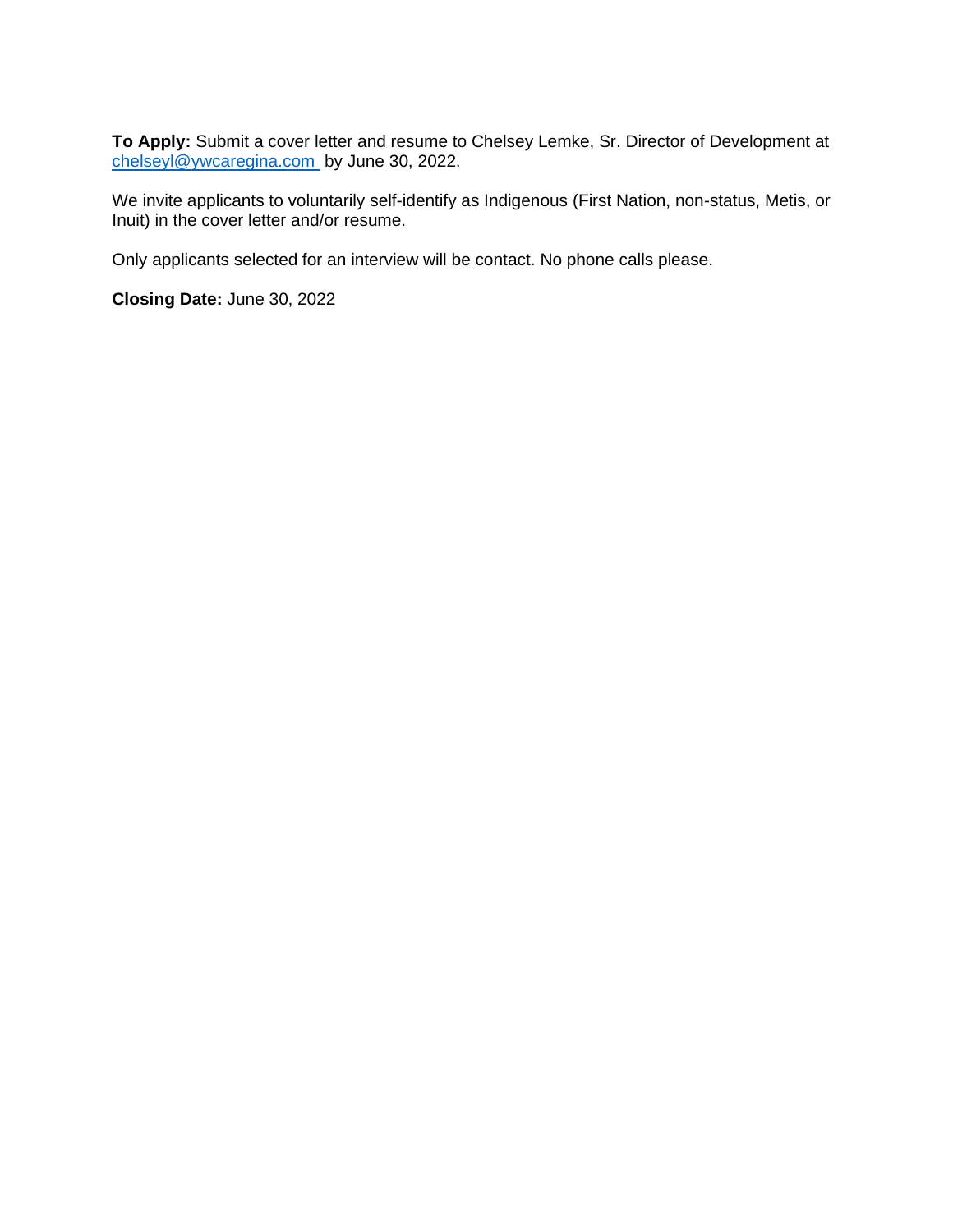**To Apply:** Submit a cover letter and resume to Chelsey Lemke, Sr. Director of Development at chelseyl@ywcaregina.com by June 30, 2022.

We invite applicants to voluntarily self-identify as Indigenous (First Nation, non-status, Metis, or Inuit) in the cover letter and/or resume.

Only applicants selected for an interview will be contact. No phone calls please.

**Closing Date:** June 30, 2022